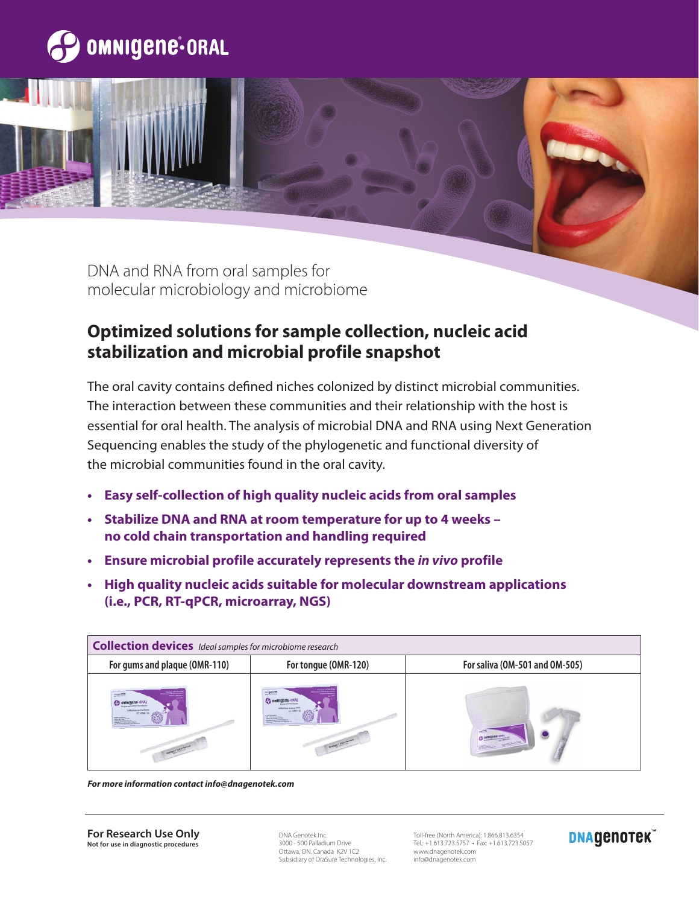# OMNIgene®·ORAL

DNA and RNA from oral samples for molecular microbiology and microbiome

## Optimized solutions for sample collection, nucleic acid stabilization and microbial profile snapshot

The oral cavity contains defined niches colonized by distinct microbial communities. The interaction between these communities and their relationship with the host is essential for oral health. The analysis of microbial DNA and RNA using Next Generation Sequencing enables the study of the phylogenetic and functional diversity of the microbial communities found in the oral cavity.

- **Easy self-collection of high quality nucleic acids from oral samples**
- **Stabilize DNA and RNA at room temperature for up to 4 weeks – no cold chain transportation and handling required**
- **Ensure microbial profile accurately represents the *in vivo* profile**
- **High quality nucleic acids suitable for molecular downstream applications (i.e., PCR, RT-qPCR, microarray, NGS)**

| **Collection devices** *Ideal samples for microbiome research* | | |
|---|---|---|
| For gums and plaque (OMR-110) | For tongue (OMR-120) | For saliva (OM-501 and OM-505) |

***For more information contact info@dnagenotek.com***

**For Research Use Only**
**Not for use in diagnostic procedures**

DNA Genotek Inc.
3000 - 500 Palladium Drive
Ottawa, ON, Canada K2V 1C2
Subsidiary of OraSure Technologies, Inc.

Toll-free (North America): 1.866.813.6354
Tel.: +1.613.723.5757 • Fax: +1.613.723.5057
www.dnagenotek.com
info@dnagenotek.com

DNA genotek™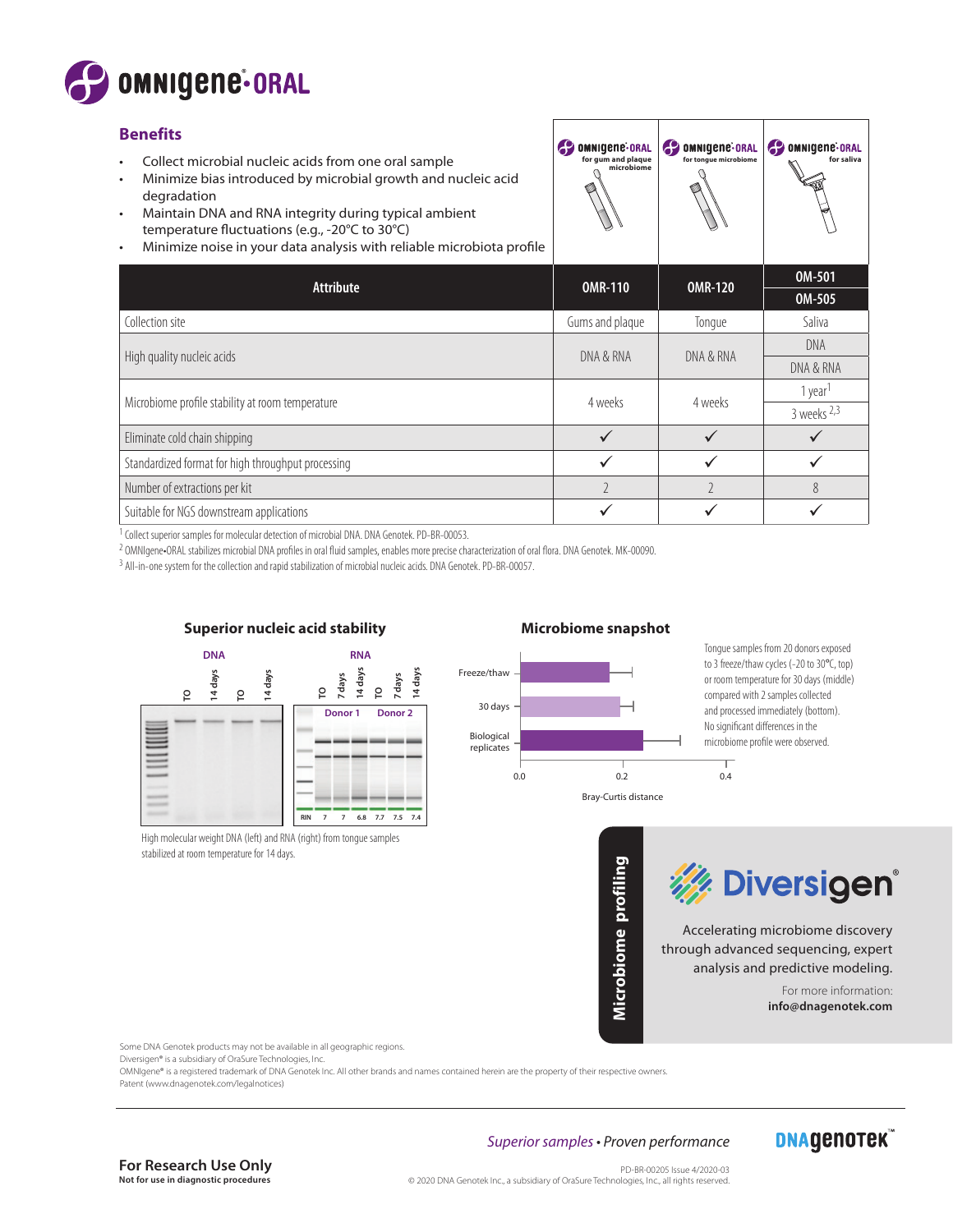# OMNIgene•ORAL

## Benefits

- Collect microbial nucleic acids from one oral sample
- Minimize bias introduced by microbial growth and nucleic acid degradation
- Maintain DNA and RNA integrity during typical ambient temperature fluctuations (e.g., -20°C to 30°C)
- Minimize noise in your data analysis with reliable microbiota profile

| | OMNIgene•ORAL for gum and plaque microbiome | OMNIgene•ORAL for tongue microbiome | OMNIgene•ORAL for saliva |
|---|---|---|---|
| **Attribute** | **OMR-110** | **OMR-120** | **OM-501 / OM-505** |
| Collection site | Gums and plaque | Tongue | Saliva |
| High quality nucleic acids | DNA & RNA | DNA & RNA | DNA / DNA & RNA |
| Microbiome profile stability at room temperature | 4 weeks | 4 weeks | 1 year[1] / 3 weeks[2,3] |
| Eliminate cold chain shipping | ✓ | ✓ | ✓ |
| Standardized format for high throughput processing | ✓ | ✓ | ✓ |
| Number of extractions per kit | 2 | 2 | 8 |
| Suitable for NGS downstream applications | ✓ | ✓ | ✓ |

[1] Collect superior samples for molecular detection of microbial DNA. DNA Genotek. PD-BR-00053.
[2] OMNIgene•ORAL stabilizes microbial DNA profiles in oral fluid samples, enables more precise characterization of oral flora. DNA Genotek. MK-00090.
[3] All-in-one system for the collection and rapid stabilization of microbial nucleic acids. DNA Genotek. PD-BR-00057.

### Superior nucleic acid stability

DNA
T0
14 days
T0
14 days

RNA
T0
7 days
14 days
T0
7 days
14 days
Donor 1
Donor 2
RIN 7 7 6.8 7.7 7.5 7.4

High molecular weight DNA (left) and RNA (right) from tongue samples stabilized at room temperature for 14 days.

### Microbiome snapshot

Freeze/thaw
30 days
Biological replicates
0.0
0.2
0.4
Bray-Curtis distance

Tongue samples from 20 donors exposed to 3 freeze/thaw cycles (-20 to 30°C, top) or room temperature for 30 days (middle) compared with 2 samples collected and processed immediately (bottom). No significant differences in the microbiome profile were observed.

**Microbiome profiling**

**Diversigen®**

Accelerating microbiome discovery through advanced sequencing, expert analysis and predictive modeling.

For more information:
**info@dnagenotek.com**

Some DNA Genotek products may not be available in all geographic regions.
Diversigen® is a subsidiary of OraSure Technologies, Inc.
OMNIgene® is a registered trademark of DNA Genotek Inc. All other brands and names contained herein are the property of their respective owners.
Patent (www.dnagenotek.com/legalnotices)

*Superior samples* • *Proven performance*

DNA GENOTEK™

**For Research Use Only**
**Not for use in diagnostic procedures**

PD-BR-00205 Issue 4/2020-03
© 2020 DNA Genotek Inc., a subsidiary of OraSure Technologies, Inc., all rights reserved.